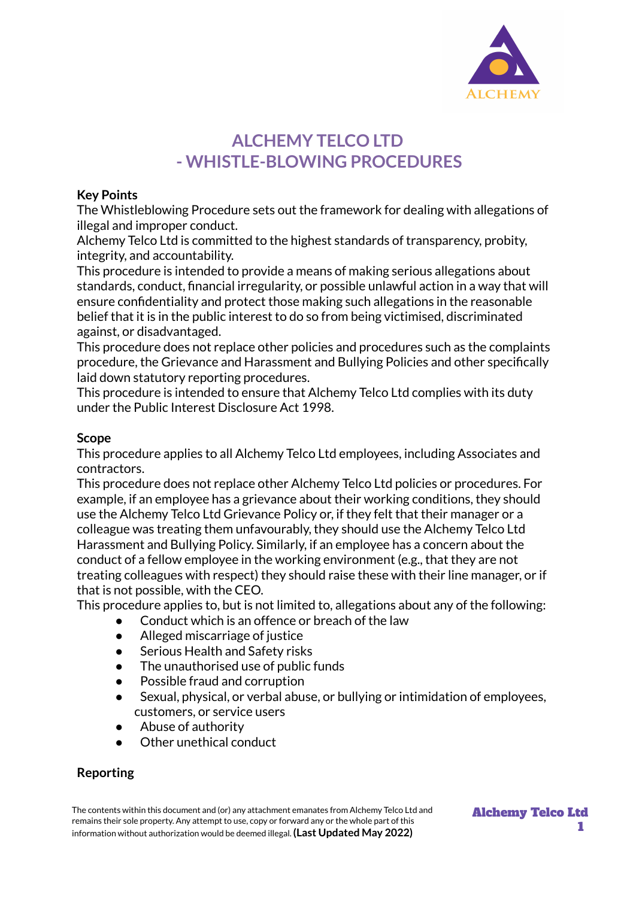# ALCHEMY TELCO LTD
# - WHISTLE-BLOWING PROCEDURES

**Key Points**

The Whistleblowing Procedure sets out the framework for dealing with allegations of illegal and improper conduct.

Alchemy Telco Ltd is committed to the highest standards of transparency, probity, integrity, and accountability.

This procedure is intended to provide a means of making serious allegations about standards, conduct, financial irregularity, or possible unlawful action in a way that will ensure confidentiality and protect those making such allegations in the reasonable belief that it is in the public interest to do so from being victimised, discriminated against, or disadvantaged.

This procedure does not replace other policies and procedures such as the complaints procedure, the Grievance and Harassment and Bullying Policies and other specifically laid down statutory reporting procedures.

This procedure is intended to ensure that Alchemy Telco Ltd complies with its duty under the Public Interest Disclosure Act 1998.

**Scope**

This procedure applies to all Alchemy Telco Ltd employees, including Associates and contractors.

This procedure does not replace other Alchemy Telco Ltd policies or procedures. For example, if an employee has a grievance about their working conditions, they should use the Alchemy Telco Ltd Grievance Policy or, if they felt that their manager or a colleague was treating them unfavourably, they should use the Alchemy Telco Ltd Harassment and Bullying Policy. Similarly, if an employee has a concern about the conduct of a fellow employee in the working environment (e.g., that they are not treating colleagues with respect) they should raise these with their line manager, or if that is not possible, with the CEO.

This procedure applies to, but is not limited to, allegations about any of the following:

- Conduct which is an offence or breach of the law
- Alleged miscarriage of justice
- Serious Health and Safety risks
- The unauthorised use of public funds
- Possible fraud and corruption
- Sexual, physical, or verbal abuse, or bullying or intimidation of employees, customers, or service users
- Abuse of authority
- Other unethical conduct

**Reporting**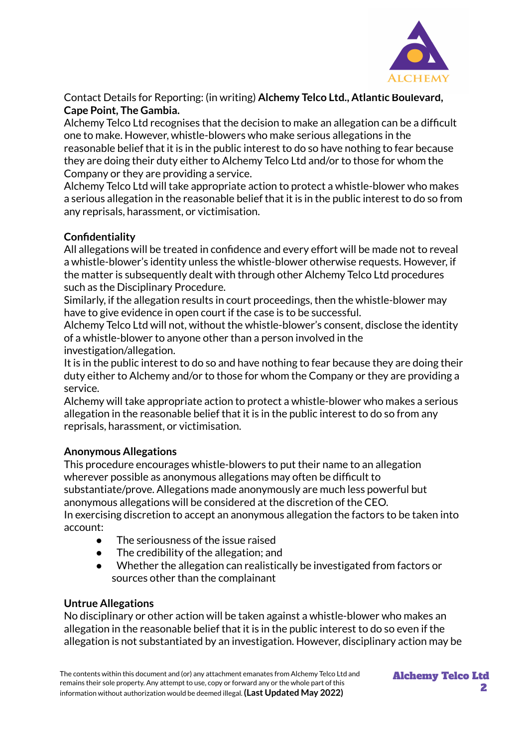Contact Details for Reporting: (in writing) **Alchemy Telco Ltd., Atlantic Boulevard, Cape Point, The Gambia.**

Alchemy Telco Ltd recognises that the decision to make an allegation can be a difficult one to make. However, whistle-blowers who make serious allegations in the reasonable belief that it is in the public interest to do so have nothing to fear because they are doing their duty either to Alchemy Telco Ltd and/or to those for whom the Company or they are providing a service.

Alchemy Telco Ltd will take appropriate action to protect a whistle-blower who makes a serious allegation in the reasonable belief that it is in the public interest to do so from any reprisals, harassment, or victimisation.

**Confidentiality**

All allegations will be treated in confidence and every effort will be made not to reveal a whistle-blower's identity unless the whistle-blower otherwise requests. However, if the matter is subsequently dealt with through other Alchemy Telco Ltd procedures such as the Disciplinary Procedure.

Similarly, if the allegation results in court proceedings, then the whistle-blower may have to give evidence in open court if the case is to be successful.

Alchemy Telco Ltd will not, without the whistle-blower's consent, disclose the identity of a whistle-blower to anyone other than a person involved in the investigation/allegation.

It is in the public interest to do so and have nothing to fear because they are doing their duty either to Alchemy and/or to those for whom the Company or they are providing a service.

Alchemy will take appropriate action to protect a whistle-blower who makes a serious allegation in the reasonable belief that it is in the public interest to do so from any reprisals, harassment, or victimisation.

**Anonymous Allegations**

This procedure encourages whistle-blowers to put their name to an allegation wherever possible as anonymous allegations may often be difficult to substantiate/prove. Allegations made anonymously are much less powerful but anonymous allegations will be considered at the discretion of the CEO.

In exercising discretion to accept an anonymous allegation the factors to be taken into account:

- The seriousness of the issue raised
- The credibility of the allegation; and
- Whether the allegation can realistically be investigated from factors or sources other than the complainant

**Untrue Allegations**

No disciplinary or other action will be taken against a whistle-blower who makes an allegation in the reasonable belief that it is in the public interest to do so even if the allegation is not substantiated by an investigation. However, disciplinary action may be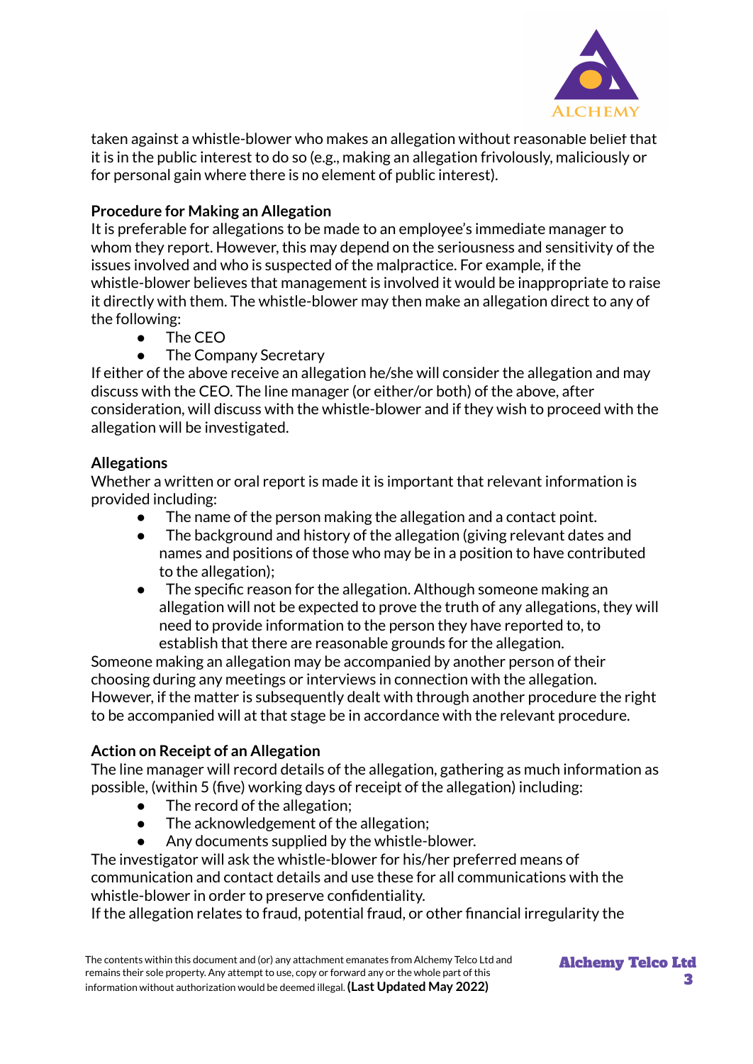taken against a whistle-blower who makes an allegation without reasonable belief that it is in the public interest to do so (e.g., making an allegation frivolously, maliciously or for personal gain where there is no element of public interest).

**Procedure for Making an Allegation**

It is preferable for allegations to be made to an employee's immediate manager to whom they report. However, this may depend on the seriousness and sensitivity of the issues involved and who is suspected of the malpractice. For example, if the whistle-blower believes that management is involved it would be inappropriate to raise it directly with them. The whistle-blower may then make an allegation direct to any of the following:

- The CEO
- The Company Secretary

If either of the above receive an allegation he/she will consider the allegation and may discuss with the CEO. The line manager (or either/or both) of the above, after consideration, will discuss with the whistle-blower and if they wish to proceed with the allegation will be investigated.

**Allegations**

Whether a written or oral report is made it is important that relevant information is provided including:

- The name of the person making the allegation and a contact point.
- The background and history of the allegation (giving relevant dates and names and positions of those who may be in a position to have contributed to the allegation);
- The specific reason for the allegation. Although someone making an allegation will not be expected to prove the truth of any allegations, they will need to provide information to the person they have reported to, to establish that there are reasonable grounds for the allegation.

Someone making an allegation may be accompanied by another person of their choosing during any meetings or interviews in connection with the allegation. However, if the matter is subsequently dealt with through another procedure the right to be accompanied will at that stage be in accordance with the relevant procedure.

**Action on Receipt of an Allegation**

The line manager will record details of the allegation, gathering as much information as possible, (within 5 (five) working days of receipt of the allegation) including:

- The record of the allegation;
- The acknowledgement of the allegation;
- Any documents supplied by the whistle-blower.

The investigator will ask the whistle-blower for his/her preferred means of communication and contact details and use these for all communications with the whistle-blower in order to preserve confidentiality.

If the allegation relates to fraud, potential fraud, or other financial irregularity the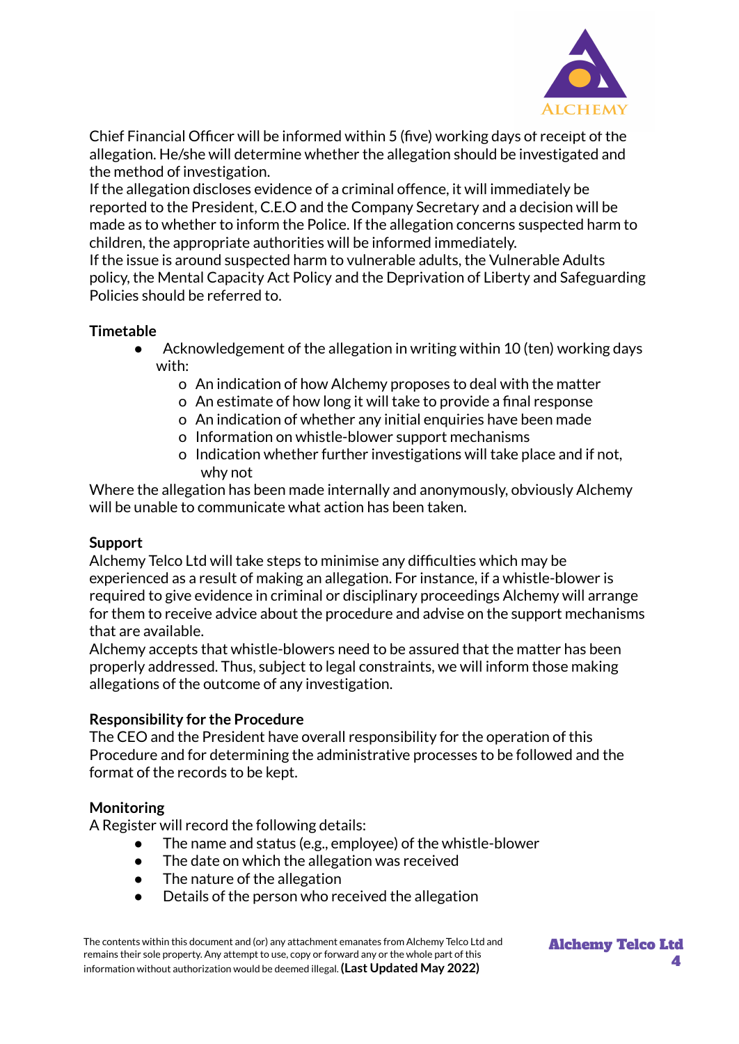Chief Financial Officer will be informed within 5 (five) working days of receipt of the allegation. He/she will determine whether the allegation should be investigated and the method of investigation.
If the allegation discloses evidence of a criminal offence, it will immediately be reported to the President, C.E.O and the Company Secretary and a decision will be made as to whether to inform the Police. If the allegation concerns suspected harm to children, the appropriate authorities will be informed immediately.
If the issue is around suspected harm to vulnerable adults, the Vulnerable Adults policy, the Mental Capacity Act Policy and the Deprivation of Liberty and Safeguarding Policies should be referred to.

**Timetable**

- Acknowledgement of the allegation in writing within 10 (ten) working days with:
  - An indication of how Alchemy proposes to deal with the matter
  - An estimate of how long it will take to provide a final response
  - An indication of whether any initial enquiries have been made
  - Information on whistle-blower support mechanisms
  - Indication whether further investigations will take place and if not, why not

Where the allegation has been made internally and anonymously, obviously Alchemy will be unable to communicate what action has been taken.

**Support**

Alchemy Telco Ltd will take steps to minimise any difficulties which may be experienced as a result of making an allegation. For instance, if a whistle-blower is required to give evidence in criminal or disciplinary proceedings Alchemy will arrange for them to receive advice about the procedure and advise on the support mechanisms that are available.
Alchemy accepts that whistle-blowers need to be assured that the matter has been properly addressed. Thus, subject to legal constraints, we will inform those making allegations of the outcome of any investigation.

**Responsibility for the Procedure**

The CEO and the President have overall responsibility for the operation of this Procedure and for determining the administrative processes to be followed and the format of the records to be kept.

**Monitoring**

A Register will record the following details:

- The name and status (e.g., employee) of the whistle-blower
- The date on which the allegation was received
- The nature of the allegation
- Details of the person who received the allegation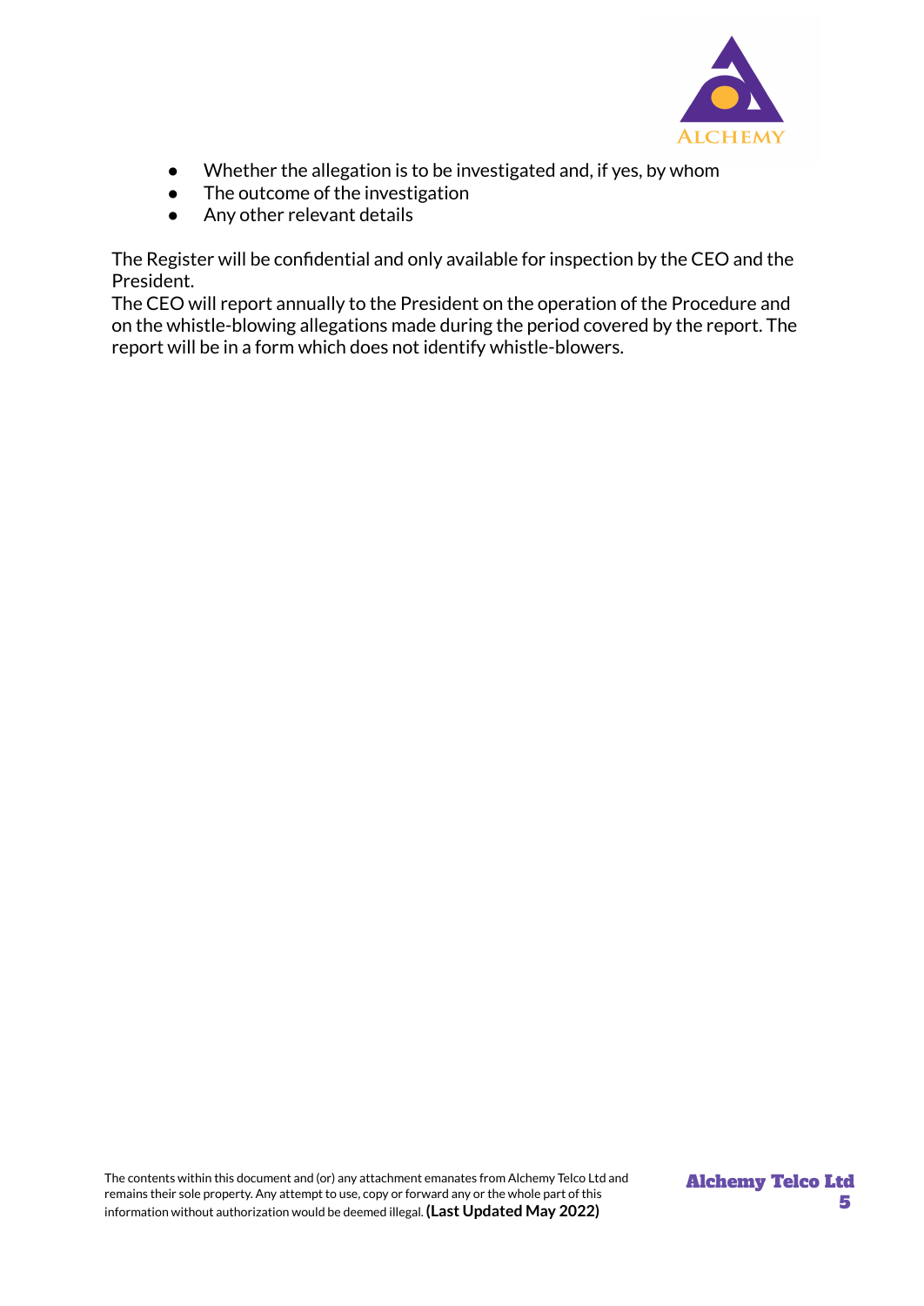- Whether the allegation is to be investigated and, if yes, by whom
- The outcome of the investigation
- Any other relevant details

The Register will be confidential and only available for inspection by the CEO and the President.

The CEO will report annually to the President on the operation of the Procedure and on the whistle-blowing allegations made during the period covered by the report. The report will be in a form which does not identify whistle-blowers.